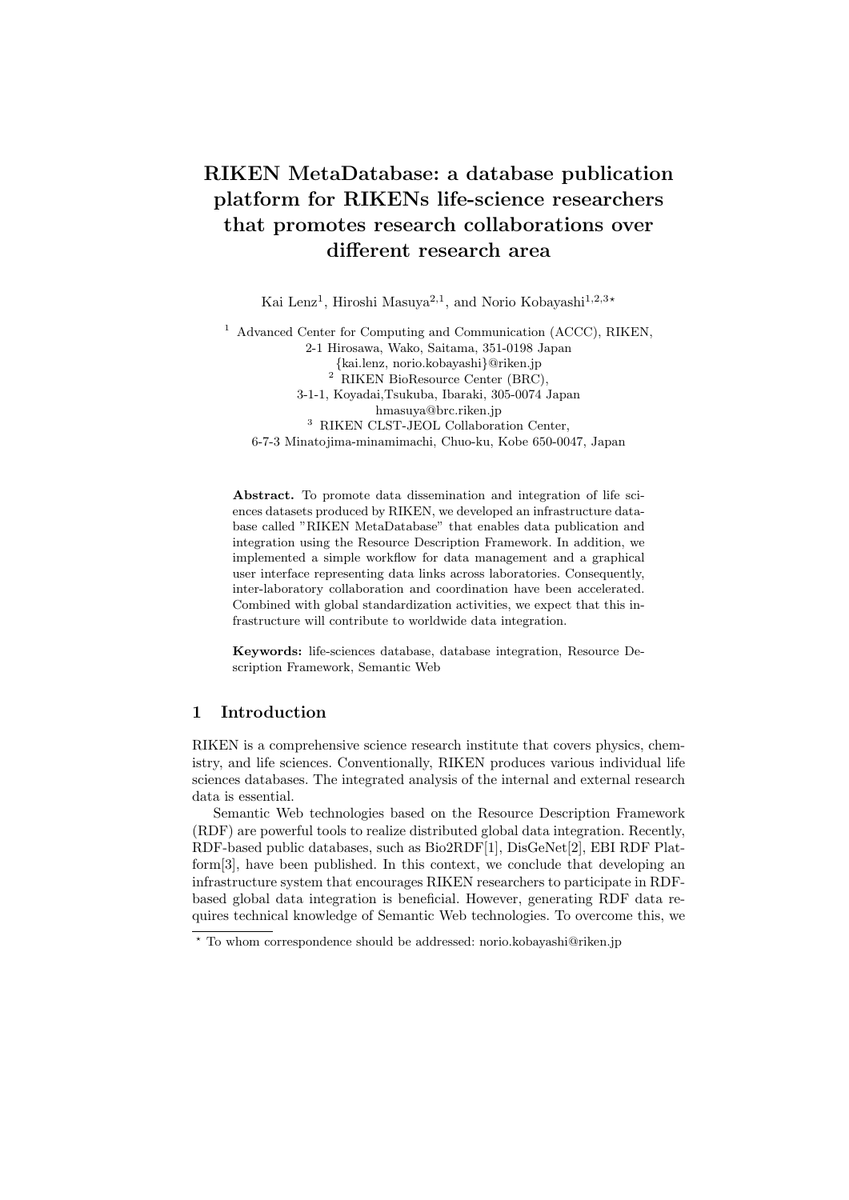# RIKEN MetaDatabase: a database publication platform for RIKENs life-science researchers that promotes research collaborations over different research area

Kai Lenz[1], Hiroshi Masuya[2,1], and Norio Kobayashi[1,2,3*]

[1] Advanced Center for Computing and Communication (ACCC), RIKEN, 2-1 Hirosawa, Wako, Saitama, 351-0198 Japan {kai.lenz, norio.kobayashi}@riken.jp

[2] RIKEN BioResource Center (BRC), 3-1-1, Koyadai,Tsukuba, Ibaraki, 305-0074 Japan hmasuya@brc.riken.jp

[3] RIKEN CLST-JEOL Collaboration Center, 6-7-3 Minatojima-minamimachi, Chuo-ku, Kobe 650-0047, Japan

**Abstract.** To promote data dissemination and integration of life sciences datasets produced by RIKEN, we developed an infrastructure database called "RIKEN MetaDatabase" that enables data publication and integration using the Resource Description Framework. In addition, we implemented a simple workflow for data management and a graphical user interface representing data links across laboratories. Consequently, inter-laboratory collaboration and coordination have been accelerated. Combined with global standardization activities, we expect that this infrastructure will contribute to worldwide data integration.

**Keywords:** life-sciences database, database integration, Resource Description Framework, Semantic Web

## 1 Introduction

RIKEN is a comprehensive science research institute that covers physics, chemistry, and life sciences. Conventionally, RIKEN produces various individual life sciences databases. The integrated analysis of the internal and external research data is essential.

Semantic Web technologies based on the Resource Description Framework (RDF) are powerful tools to realize distributed global data integration. Recently, RDF-based public databases, such as Bio2RDF[1], DisGeNet[2], EBI RDF Platform[3], have been published. In this context, we conclude that developing an infrastructure system that encourages RIKEN researchers to participate in RDF-based global data integration is beneficial. However, generating RDF data requires technical knowledge of Semantic Web technologies. To overcome this, we

* To whom correspondence should be addressed: norio.kobayashi@riken.jp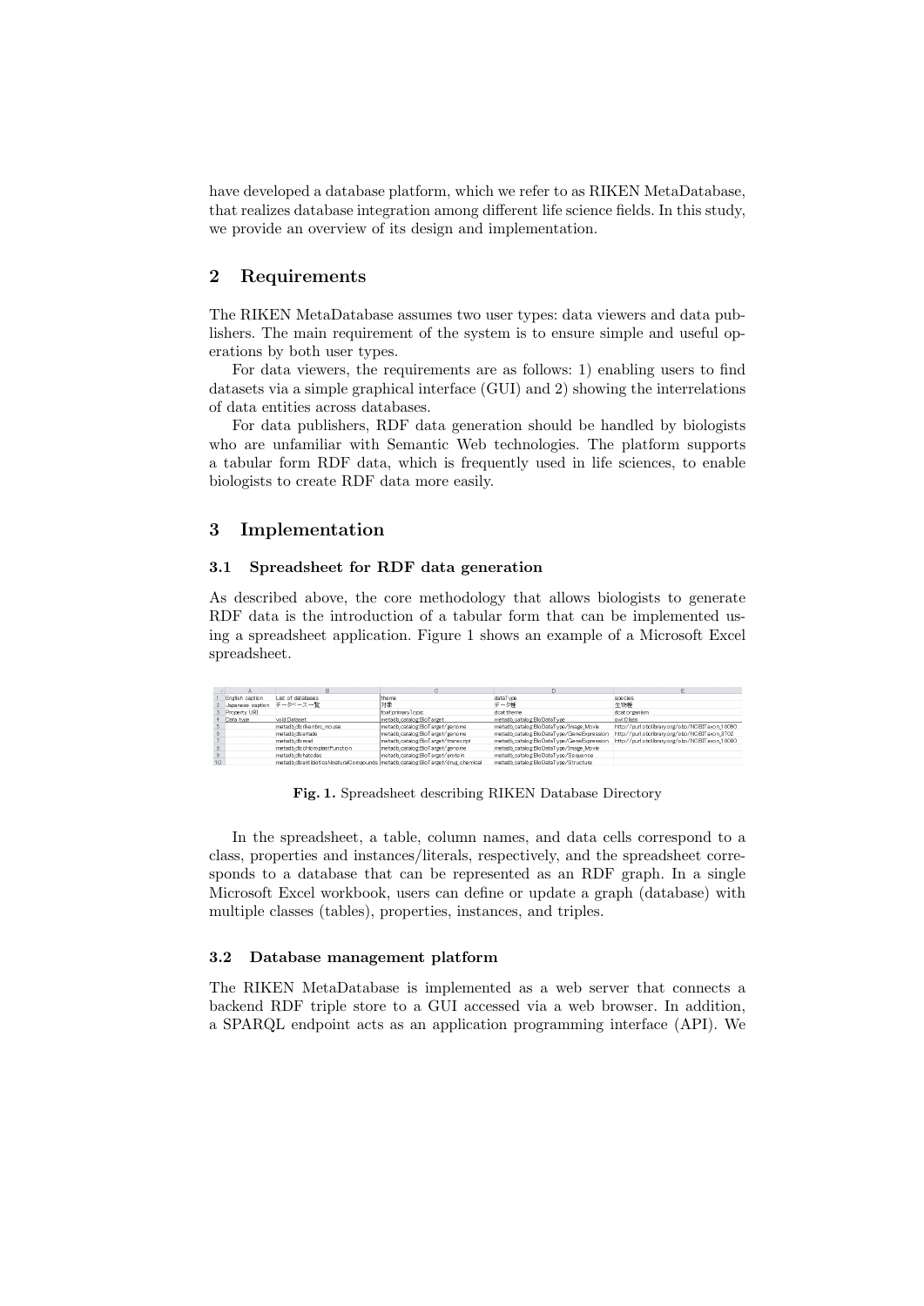have developed a database platform, which we refer to as RIKEN MetaDatabase, that realizes database integration among different life science fields. In this study, we provide an overview of its design and implementation.

## 2 Requirements

The RIKEN MetaDatabase assumes two user types: data viewers and data publishers. The main requirement of the system is to ensure simple and useful operations by both user types.

For data viewers, the requirements are as follows: 1) enabling users to find datasets via a simple graphical interface (GUI) and 2) showing the interrelations of data entities across databases.

For data publishers, RDF data generation should be handled by biologists who are unfamiliar with Semantic Web technologies. The platform supports a tabular form RDF data, which is frequently used in life sciences, to enable biologists to create RDF data more easily.

## 3 Implementation

### 3.1 Spreadsheet for RDF data generation

As described above, the core methodology that allows biologists to generate RDF data is the introduction of a tabular form that can be implemented using a spreadsheet application. Figure 1 shows an example of a Microsoft Excel spreadsheet.

| | A | B | C | D | E |
|---|---|---|---|---|---|
| 1 | English caption | List of databases | theme | dataType | species |
| 2 | Japanese caption | データベース一覧 | 対象 | データ種 | 生物種 |
| 3 | Property URI | | foaf:primaryTopic | dcat:theme | dcat:organism |
| 4 | Data type | void:Dataset | metadb_catalog:BioTarget | metadb_catalog:BioDataType | owl:Class |
| 5 | | metadb_db:riken-brc_mouse | metadb_catalog:BioTarget/genome | metadb_catalog:BioDataType/Image_Movie | http://purl.obolibrary.org/obo/NCBITaxon_10090 |
| 6 | | metadb_db:arrade | metadb_catalog:BioTarget/genome | metadb_catalog:BioDataType/GeneExpression | http://purl.obolibrary.org/obo/NCBITaxon_3702 |
| 7 | | metadb_db:read | metadb_catalog:BioTarget/transcript | metadb_catalog:BioDataType/GeneExpression | http://purl.obolibrary.org/obo/NCBITaxon_10090 |
| 8 | | metadb_db:chloroplastFunction | metadb_catalog:BioTarget/genome | metadb_catalog:BioDataType/Image_Movie | |
| 9 | | metadb_db:hotodes | metadb_catalog:BioTarget/protein | metadb_catalog:BioDataType/Sequence | |
| 10 | | metadb_db:antibioticsNaturalCompounds | metadb_catalog:BioTarget/drug_chemical | metadb_catalog:BioDataType/Structure | |

**Fig. 1.** Spreadsheet describing RIKEN Database Directory

In the spreadsheet, a table, column names, and data cells correspond to a class, properties and instances/literals, respectively, and the spreadsheet corresponds to a database that can be represented as an RDF graph. In a single Microsoft Excel workbook, users can define or update a graph (database) with multiple classes (tables), properties, instances, and triples.

### 3.2 Database management platform

The RIKEN MetaDatabase is implemented as a web server that connects a backend RDF triple store to a GUI accessed via a web browser. In addition, a SPARQL endpoint acts as an application programming interface (API). We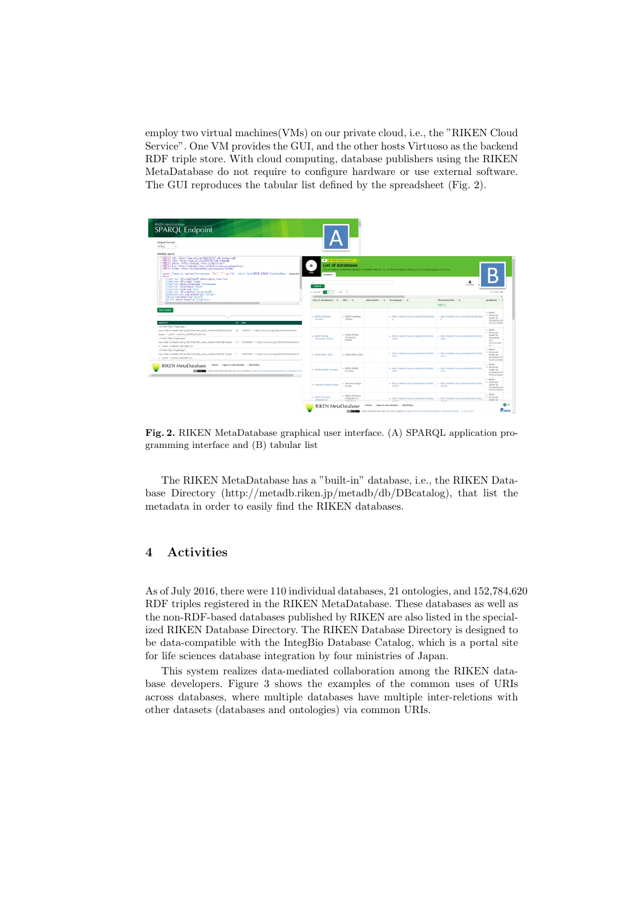employ two virtual machines(VMs) on our private cloud, i.e., the "RIKEN Cloud Service". One VM provides the GUI, and the other hosts Virtuoso as the backend RDF triple store. With cloud computing, database publishers using the RIKEN MetaDatabase do not require to configure hardware or use external software. The GUI reproduces the tabular list defined by the spreadsheet (Fig. 2).

**Fig. 2.** RIKEN MetaDatabase graphical user interface. (A) SPARQL application programming interface and (B) tabular list

The RIKEN MetaDatabase has a "built-in" database, i.e., the RIKEN Database Directory (http://metadb.riken.jp/metadb/db/DBcatalog), that list the metadata in order to easily find the RIKEN databases.

## 4 Activities

As of July 2016, there were 110 individual databases, 21 ontologies, and 152,784,620 RDF triples registered in the RIKEN MetaDatabase. These databases as well as the non-RDF-based databases published by RIKEN are also listed in the specialized RIKEN Database Directory. The RIKEN Database Directory is designed to be data-compatible with the IntegBio Database Catalog, which is a portal site for life sciences database integration by four ministries of Japan.

This system realizes data-mediated collaboration among the RIKEN database developers. Figure 3 shows the examples of the common uses of URIs across databases, where multiple databases have multiple inter-reletions with other datasets (databases and ontologies) via common URIs.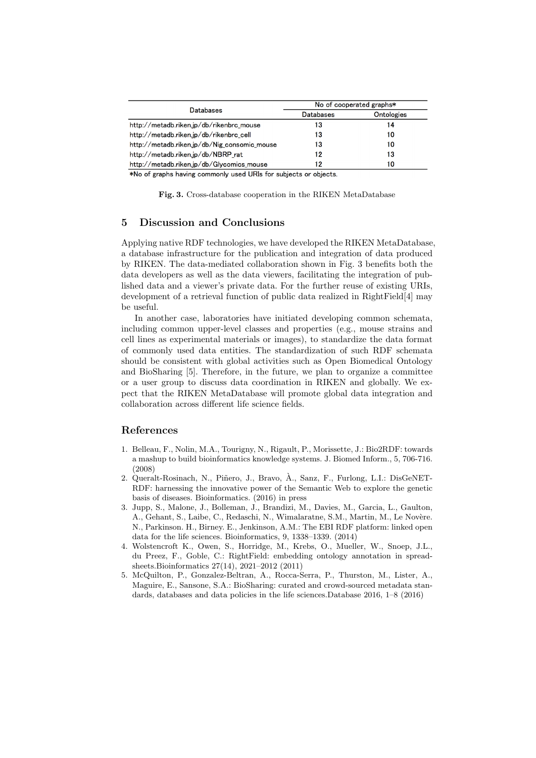| Databases | No of cooperated graphs* | |
|---|---|---|
| | Databases | Ontologies |
| http://metadb.riken.jp/db/rikenbrc_mouse | 13 | 14 |
| http://metadb.riken.jp/db/rikenbrc_cell | 13 | 10 |
| http://metadb.riken.jp/db/Nig_consomic_mouse | 13 | 10 |
| http://metadb.riken.jp/db/NBRP_rat | 12 | 13 |
| http://metadb.riken.jp/db/Glycomics_mouse | 12 | 10 |

*No of graphs having commonly used URIs for subjects or objects.

**Fig. 3.** Cross-database cooperation in the RIKEN MetaDatabase

## 5 Discussion and Conclusions

Applying native RDF technologies, we have developed the RIKEN MetaDatabase, a database infrastructure for the publication and integration of data produced by RIKEN. The data-mediated collaboration shown in Fig. 3 benefits both the data developers as well as the data viewers, facilitating the integration of published data and a viewer's private data. For the further reuse of existing URIs, development of a retrieval function of public data realized in RightField[4] may be useful.

In another case, laboratories have initiated developing common schemata, including common upper-level classes and properties (e.g., mouse strains and cell lines as experimental materials or images), to standardize the data format of commonly used data entities. The standardization of such RDF schemata should be consistent with global activities such as Open Biomedical Ontology and BioSharing [5]. Therefore, in the future, we plan to organize a committee or a user group to discuss data coordination in RIKEN and globally. We expect that the RIKEN MetaDatabase will promote global data integration and collaboration across different life science fields.

## References

1. Belleau, F., Nolin, M.A., Tourigny, N., Rigault, P., Morissette, J.: Bio2RDF: towards a mashup to build bioinformatics knowledge systems. J. Biomed Inform., 5, 706-716. (2008)
2. Queralt-Rosinach, N., Piñero, J., Bravo, À., Sanz, F., Furlong, L.I.: DisGeNET-RDF: harnessing the innovative power of the Semantic Web to explore the genetic basis of diseases. Bioinformatics. (2016) in press
3. Jupp, S., Malone, J., Bolleman, J., Brandizi, M., Davies, M., Garcia, L., Gaulton, A., Gehant, S., Laibe, C., Redaschi, N., Wimalaratne, S.M., Martin, M., Le Novère. N., Parkinson. H., Birney. E., Jenkinson, A.M.: The EBI RDF platform: linked open data for the life sciences. Bioinformatics, 9, 1338–1339. (2014)
4. Wolstencroft K., Owen, S., Horridge, M., Krebs, O., Mueller, W., Snoep, J.L., du Preez, F., Goble, C.: RightField: embedding ontology annotation in spreadsheets.Bioinformatics 27(14), 2021–2012 (2011)
5. McQuilton, P., Gonzalez-Beltran, A., Rocca-Serra, P., Thurston, M., Lister, A., Maguire, E., Sansone, S.A.: BioSharing: curated and crowd-sourced metadata standards, databases and data policies in the life sciences.Database 2016, 1–8 (2016)